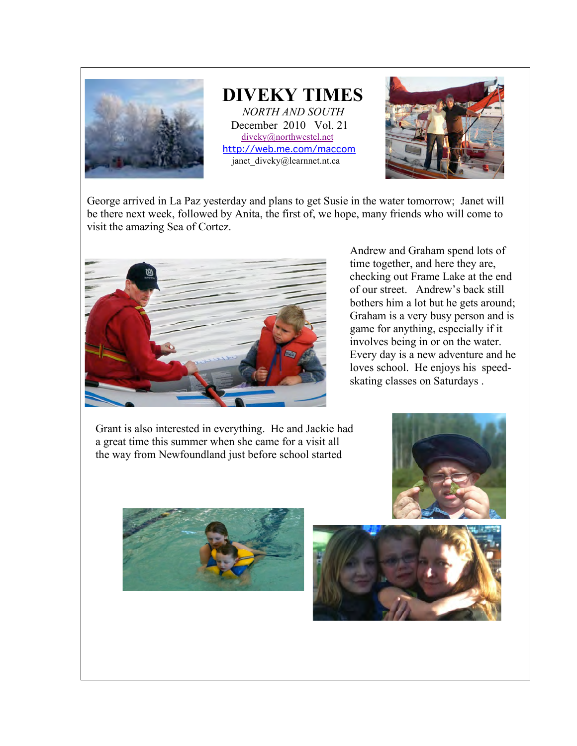# DIVEKY TIMES

*NORTH AND SOUTH*

December 2010 Vol. 21

diveky@northwestel.net

http://web.me.com/maccom

janet_diveky@learnnet.nt.ca

George arrived in La Paz yesterday and plans to get Susie in the water tomorrow; Janet will be there next week, followed by Anita, the first of, we hope, many friends who will come to visit the amazing Sea of Cortez.

Andrew and Graham spend lots of time together, and here they are, checking out Frame Lake at the end of our street. Andrew's back still bothers him a lot but he gets around; Graham is a very busy person and is game for anything, especially if it involves being in or on the water. Every day is a new adventure and he loves school. He enjoys his speed-skating classes on Saturdays .

Grant is also interested in everything. He and Jackie had a great time this summer when she came for a visit all the way from Newfoundland just before school started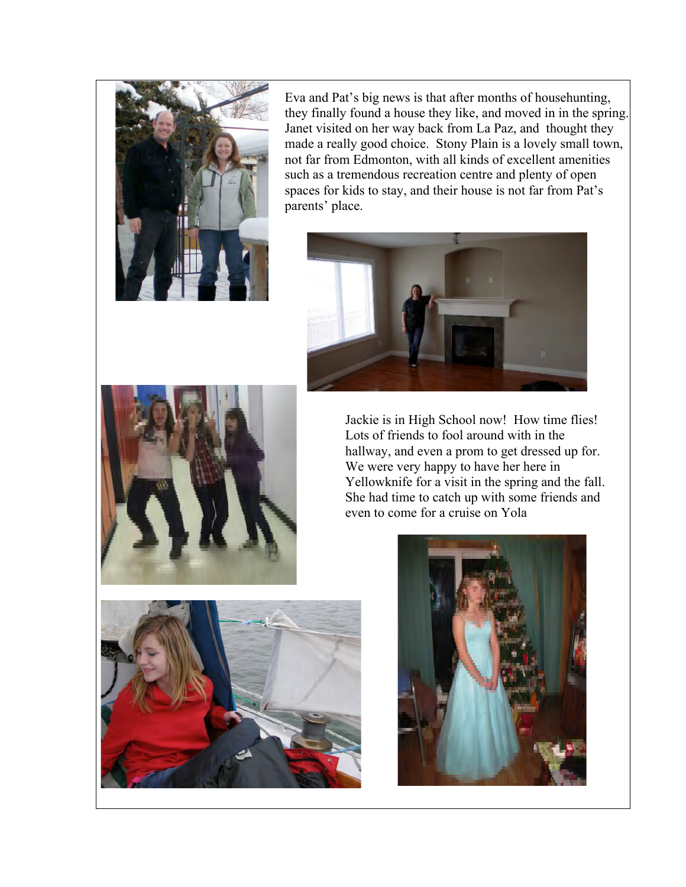Eva and Pat's big news is that after months of househunting, they finally found a house they like, and moved in in the spring. Janet visited on her way back from La Paz, and thought they made a really good choice. Stony Plain is a lovely small town, not far from Edmonton, with all kinds of excellent amenities such as a tremendous recreation centre and plenty of open spaces for kids to stay, and their house is not far from Pat's parents' place.

Jackie is in High School now! How time flies! Lots of friends to fool around with in the hallway, and even a prom to get dressed up for. We were very happy to have her here in Yellowknife for a visit in the spring and the fall. She had time to catch up with some friends and even to come for a cruise on Yola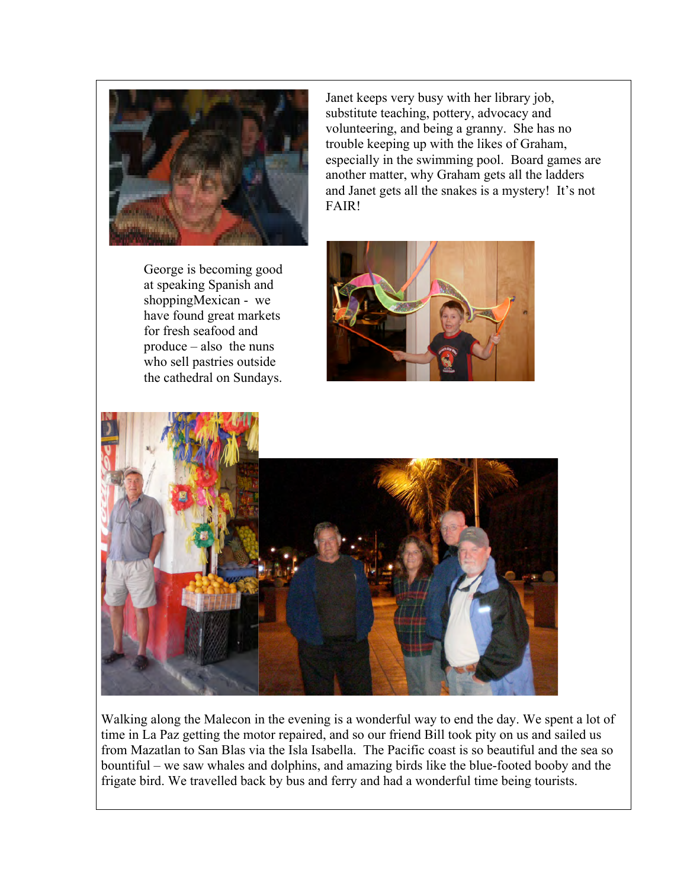Janet keeps very busy with her library job, substitute teaching, pottery, advocacy and volunteering, and being a granny. She has no trouble keeping up with the likes of Graham, especially in the swimming pool. Board games are another matter, why Graham gets all the ladders and Janet gets all the snakes is a mystery! It's not FAIR!

George is becoming good at speaking Spanish and shoppingMexican - we have found great markets for fresh seafood and produce – also the nuns who sell pastries outside the cathedral on Sundays.

Walking along the Malecon in the evening is a wonderful way to end the day. We spent a lot of time in La Paz getting the motor repaired, and so our friend Bill took pity on us and sailed us from Mazatlan to San Blas via the Isla Isabella. The Pacific coast is so beautiful and the sea so bountiful – we saw whales and dolphins, and amazing birds like the blue-footed booby and the frigate bird. We travelled back by bus and ferry and had a wonderful time being tourists.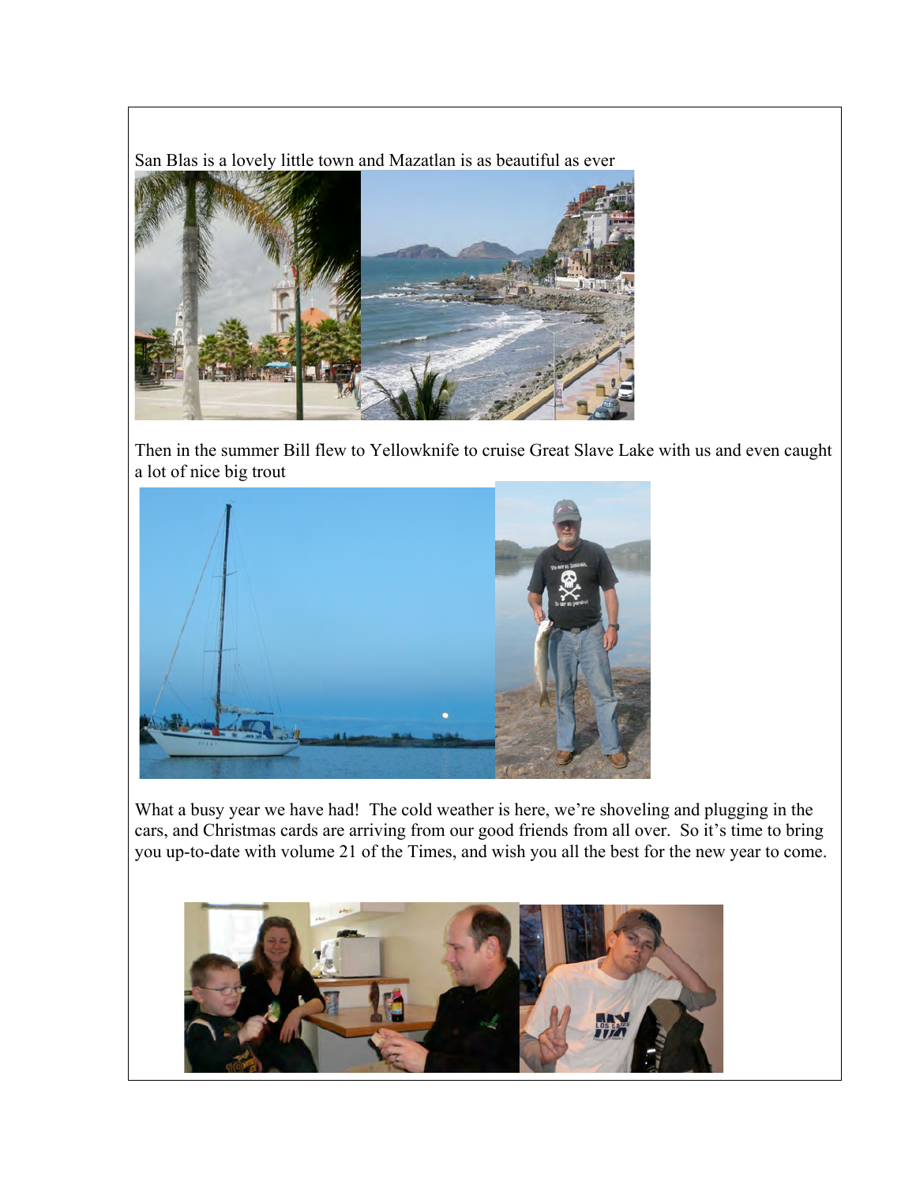San Blas is a lovely little town and Mazatlan is as beautiful as ever

Then in the summer Bill flew to Yellowknife to cruise Great Slave Lake with us and even caught a lot of nice big trout

What a busy year we have had! The cold weather is here, we're shoveling and plugging in the cars, and Christmas cards are arriving from our good friends from all over. So it's time to bring you up-to-date with volume 21 of the Times, and wish you all the best for the new year to come.